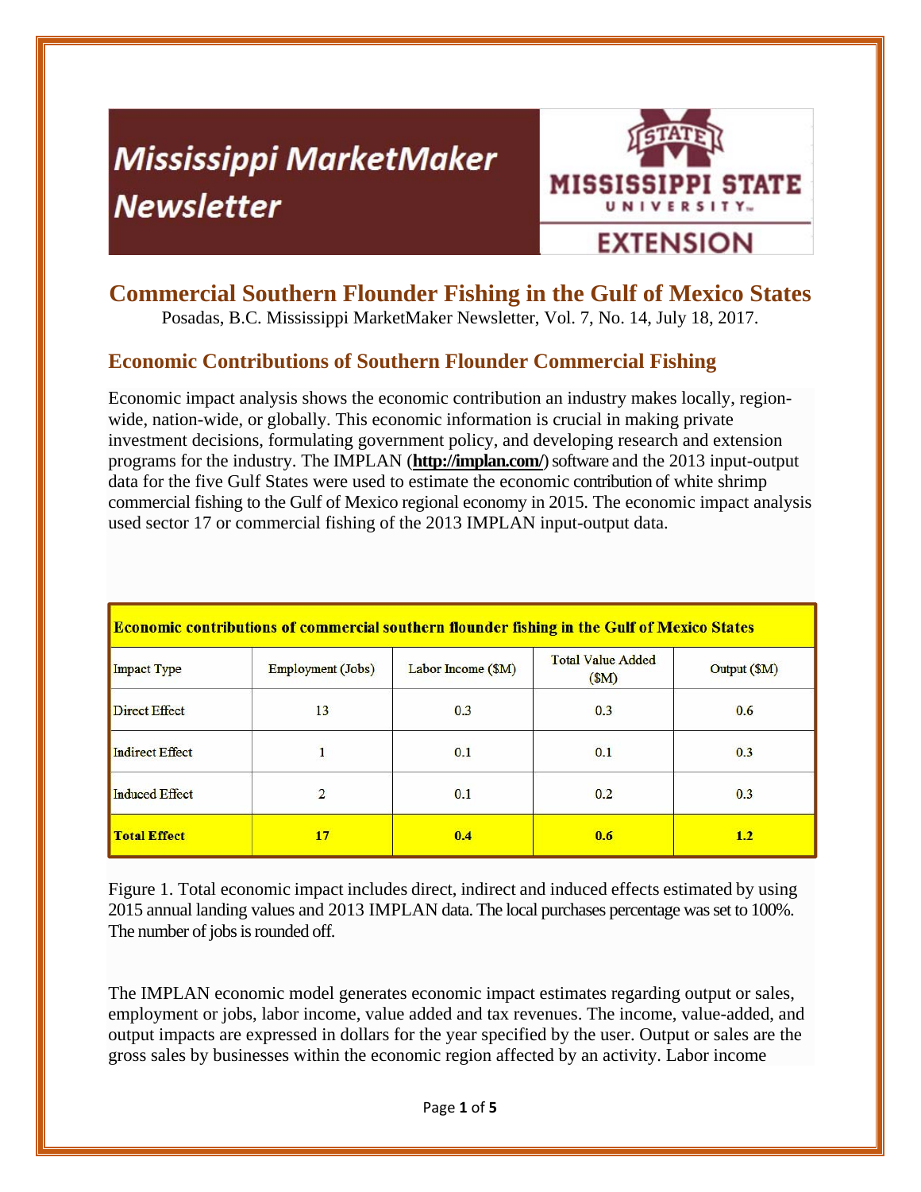# Mississippi MarketMaker Newsletter

MISSISSIPPI STATE UNIVERSITY EXTENSION

## Commercial Southern Flounder Fishing in the Gulf of Mexico States

Posadas, B.C. Mississippi MarketMaker Newsletter, Vol. 7, No. 14, July 18, 2017.

### Economic Contributions of Southern Flounder Commercial Fishing

Economic impact analysis shows the economic contribution an industry makes locally, region-wide, nation-wide, or globally. This economic information is crucial in making private investment decisions, formulating government policy, and developing research and extension programs for the industry. The IMPLAN (**http://implan.com/**) software and the 2013 input-output data for the five Gulf States were used to estimate the economic contribution of white shrimp commercial fishing to the Gulf of Mexico regional economy in 2015. The economic impact analysis used sector 17 or commercial fishing of the 2013 IMPLAN input-output data.

**Economic contributions of commercial southern flounder fishing in the Gulf of Mexico States**

| Impact Type | Employment (Jobs) | Labor Income ($M) | Total Value Added ($M) | Output ($M) |
|---|---|---|---|---|
| Direct Effect | 13 | 0.3 | 0.3 | 0.6 |
| Indirect Effect | 1 | 0.1 | 0.1 | 0.3 |
| Induced Effect | 2 | 0.1 | 0.2 | 0.3 |
| **Total Effect** | **17** | **0.4** | **0.6** | **1.2** |

Figure 1. Total economic impact includes direct, indirect and induced effects estimated by using 2015 annual landing values and 2013 IMPLAN data. The local purchases percentage was set to 100%. The number of jobs is rounded off.

The IMPLAN economic model generates economic impact estimates regarding output or sales, employment or jobs, labor income, value added and tax revenues. The income, value-added, and output impacts are expressed in dollars for the year specified by the user. Output or sales are the gross sales by businesses within the economic region affected by an activity. Labor income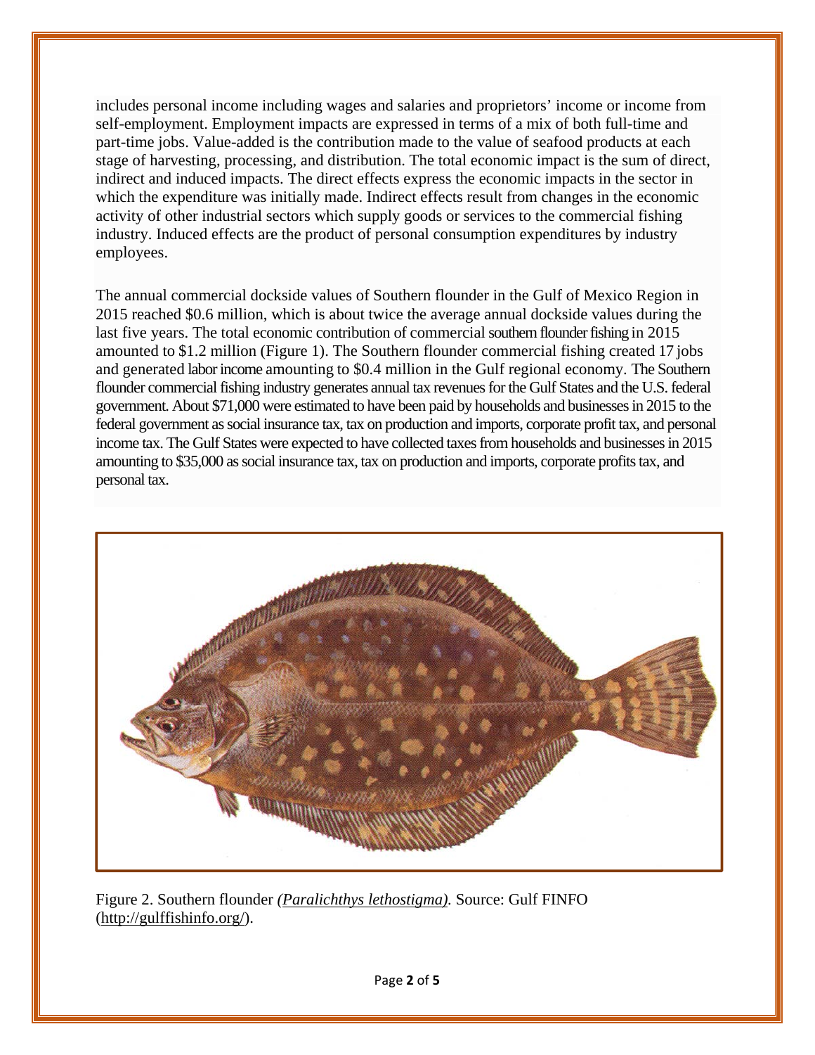includes personal income including wages and salaries and proprietors' income or income from self-employment. Employment impacts are expressed in terms of a mix of both full-time and part-time jobs. Value-added is the contribution made to the value of seafood products at each stage of harvesting, processing, and distribution. The total economic impact is the sum of direct, indirect and induced impacts. The direct effects express the economic impacts in the sector in which the expenditure was initially made. Indirect effects result from changes in the economic activity of other industrial sectors which supply goods or services to the commercial fishing industry. Induced effects are the product of personal consumption expenditures by industry employees.

The annual commercial dockside values of Southern flounder in the Gulf of Mexico Region in 2015 reached $0.6 million, which is about twice the average annual dockside values during the last five years. The total economic contribution of commercial southern flounder fishing in 2015 amounted to $1.2 million (Figure 1). The Southern flounder commercial fishing created 17 jobs and generated labor income amounting to $0.4 million in the Gulf regional economy. The Southern flounder commercial fishing industry generates annual tax revenues for the Gulf States and the U.S. federal government. About $71,000 were estimated to have been paid by households and businesses in 2015 to the federal government as social insurance tax, tax on production and imports, corporate profit tax, and personal income tax. The Gulf States were expected to have collected taxes from households and businesses in 2015 amounting to $35,000 as social insurance tax, tax on production and imports, corporate profits tax, and personal tax.

Figure 2. Southern flounder *(Paralichthys lethostigma)*. Source: Gulf FINFO (http://gulffishinfo.org/).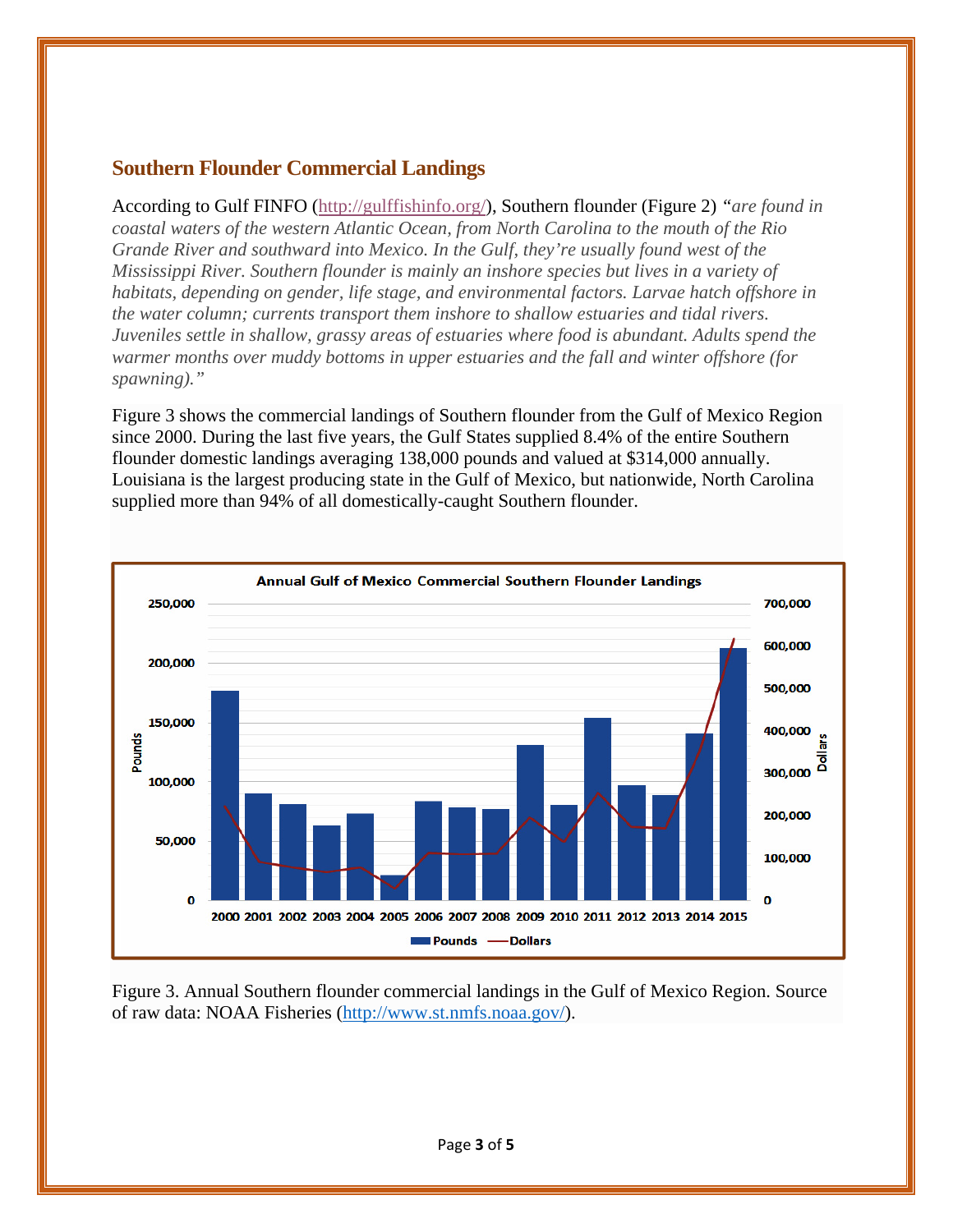## Southern Flounder Commercial Landings

According to Gulf FINFO (http://gulffishinfo.org/), Southern flounder (Figure 2) *"are found in coastal waters of the western Atlantic Ocean, from North Carolina to the mouth of the Rio Grande River and southward into Mexico. In the Gulf, they're usually found west of the Mississippi River. Southern flounder is mainly an inshore species but lives in a variety of habitats, depending on gender, life stage, and environmental factors. Larvae hatch offshore in the water column; currents transport them inshore to shallow estuaries and tidal rivers. Juveniles settle in shallow, grassy areas of estuaries where food is abundant. Adults spend the warmer months over muddy bottoms in upper estuaries and the fall and winter offshore (for spawning)."*

Figure 3 shows the commercial landings of Southern flounder from the Gulf of Mexico Region since 2000. During the last five years, the Gulf States supplied 8.4% of the entire Southern flounder domestic landings averaging 138,000 pounds and valued at $314,000 annually. Louisiana is the largest producing state in the Gulf of Mexico, but nationwide, North Carolina supplied more than 94% of all domestically-caught Southern flounder.

Figure 3. Annual Southern flounder commercial landings in the Gulf of Mexico Region. Source of raw data: NOAA Fisheries (http://www.st.nmfs.noaa.gov/).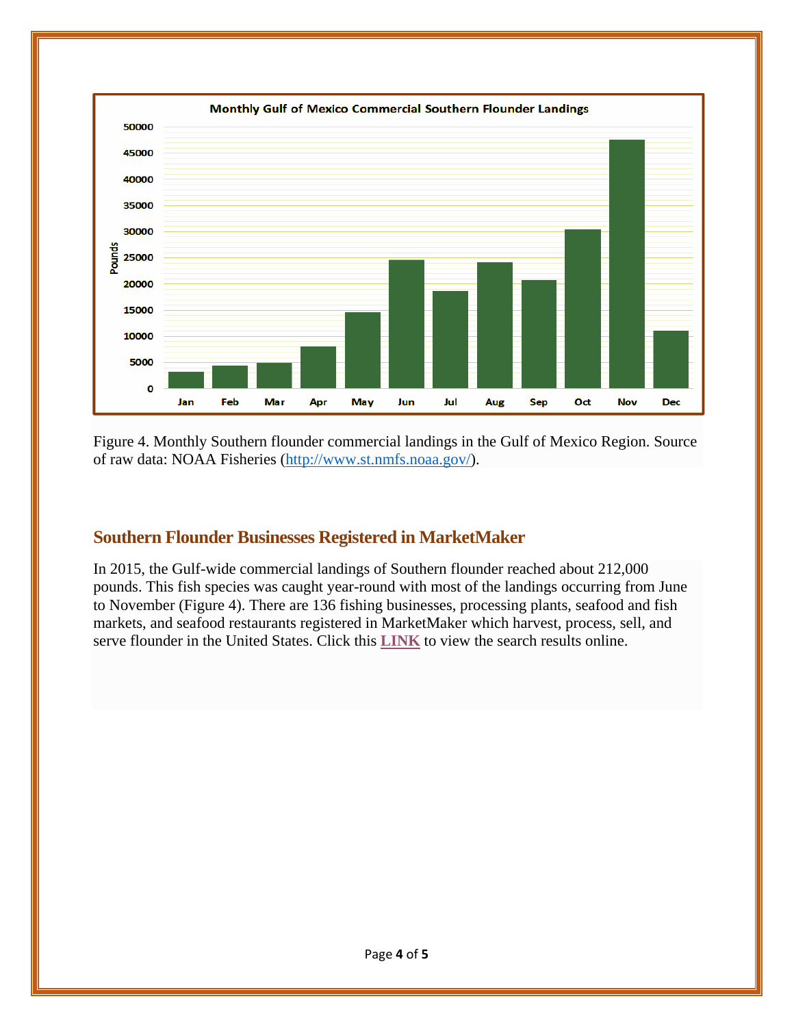Figure 4. Monthly Southern flounder commercial landings in the Gulf of Mexico Region. Source of raw data: NOAA Fisheries (http://www.st.nmfs.noaa.gov/).

## Southern Flounder Businesses Registered in MarketMaker

In 2015, the Gulf-wide commercial landings of Southern flounder reached about 212,000 pounds. This fish species was caught year-round with most of the landings occurring from June to November (Figure 4). There are 136 fishing businesses, processing plants, seafood and fish markets, and seafood restaurants registered in MarketMaker which harvest, process, sell, and serve flounder in the United States. Click this **LINK** to view the search results online.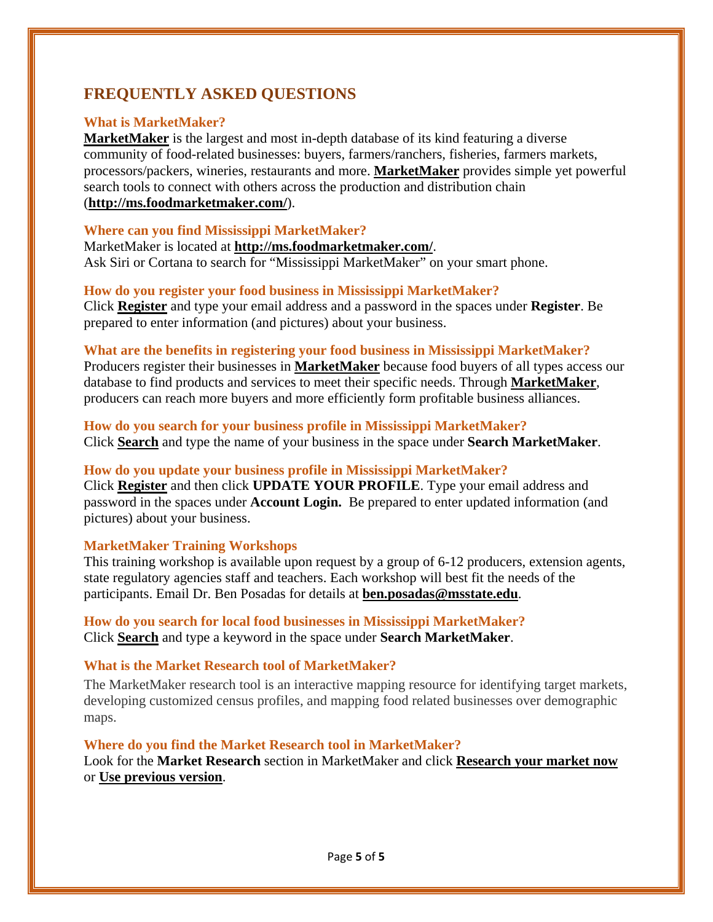## FREQUENTLY ASKED QUESTIONS

### What is MarketMaker?

**MarketMaker** is the largest and most in-depth database of its kind featuring a diverse community of food-related businesses: buyers, farmers/ranchers, fisheries, farmers markets, processors/packers, wineries, restaurants and more. **MarketMaker** provides simple yet powerful search tools to connect with others across the production and distribution chain (**http://ms.foodmarketmaker.com/**).

### Where can you find Mississippi MarketMaker?

MarketMaker is located at **http://ms.foodmarketmaker.com/**.
Ask Siri or Cortana to search for "Mississippi MarketMaker" on your smart phone.

### How do you register your food business in Mississippi MarketMaker?

Click **Register** and type your email address and a password in the spaces under **Register**. Be prepared to enter information (and pictures) about your business.

### What are the benefits in registering your food business in Mississippi MarketMaker?

Producers register their businesses in **MarketMaker** because food buyers of all types access our database to find products and services to meet their specific needs. Through **MarketMaker**, producers can reach more buyers and more efficiently form profitable business alliances.

### How do you search for your business profile in Mississippi MarketMaker?

Click **Search** and type the name of your business in the space under **Search MarketMaker**.

### How do you update your business profile in Mississippi MarketMaker?

Click **Register** and then click **UPDATE YOUR PROFILE**. Type your email address and password in the spaces under **Account Login.** Be prepared to enter updated information (and pictures) about your business.

### MarketMaker Training Workshops

This training workshop is available upon request by a group of 6-12 producers, extension agents, state regulatory agencies staff and teachers. Each workshop will best fit the needs of the participants. Email Dr. Ben Posadas for details at **ben.posadas@msstate.edu**.

### How do you search for local food businesses in Mississippi MarketMaker?

Click **Search** and type a keyword in the space under **Search MarketMaker**.

### What is the Market Research tool of MarketMaker?

The MarketMaker research tool is an interactive mapping resource for identifying target markets, developing customized census profiles, and mapping food related businesses over demographic maps.

### Where do you find the Market Research tool in MarketMaker?

Look for the **Market Research** section in MarketMaker and click **Research your market now** or **Use previous version**.